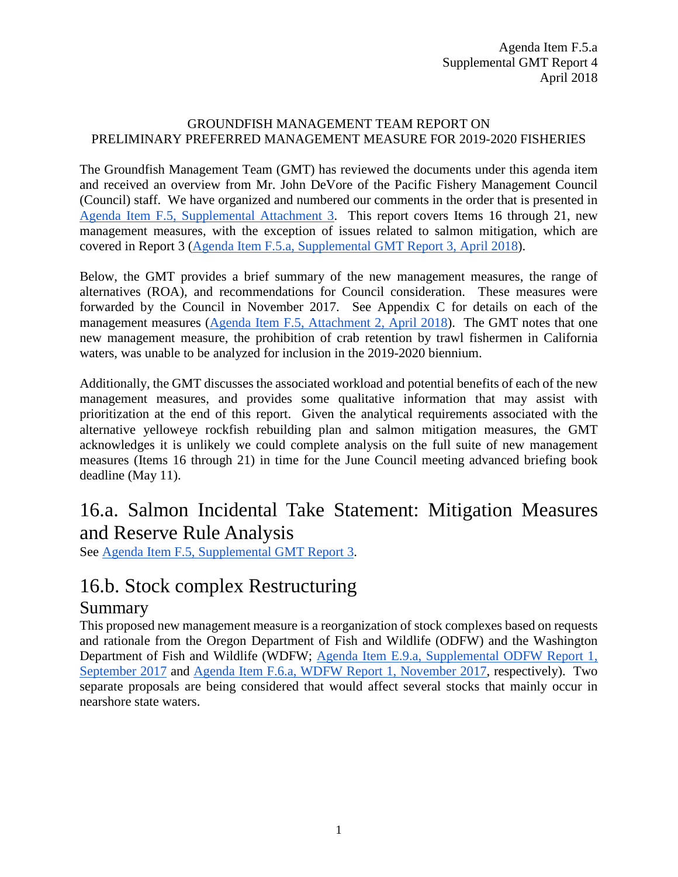Agenda Item F.5.a
Supplemental GMT Report 4
April 2018

GROUNDFISH MANAGEMENT TEAM REPORT ON PRELIMINARY PREFERRED MANAGEMENT MEASURE FOR 2019-2020 FISHERIES

The Groundfish Management Team (GMT) has reviewed the documents under this agenda item and received an overview from Mr. John DeVore of the Pacific Fishery Management Council (Council) staff. We have organized and numbered our comments in the order that is presented in Agenda Item F.5, Supplemental Attachment 3. This report covers Items 16 through 21, new management measures, with the exception of issues related to salmon mitigation, which are covered in Report 3 (Agenda Item F.5.a, Supplemental GMT Report 3, April 2018).

Below, the GMT provides a brief summary of the new management measures, the range of alternatives (ROA), and recommendations for Council consideration. These measures were forwarded by the Council in November 2017. See Appendix C for details on each of the management measures (Agenda Item F.5, Attachment 2, April 2018). The GMT notes that one new management measure, the prohibition of crab retention by trawl fishermen in California waters, was unable to be analyzed for inclusion in the 2019-2020 biennium.

Additionally, the GMT discusses the associated workload and potential benefits of each of the new management measures, and provides some qualitative information that may assist with prioritization at the end of this report. Given the analytical requirements associated with the alternative yelloweye rockfish rebuilding plan and salmon mitigation measures, the GMT acknowledges it is unlikely we could complete analysis on the full suite of new management measures (Items 16 through 21) in time for the June Council meeting advanced briefing book deadline (May 11).

# 16.a. Salmon Incidental Take Statement: Mitigation Measures and Reserve Rule Analysis

See Agenda Item F.5, Supplemental GMT Report 3.

# 16.b. Stock complex Restructuring

## Summary

This proposed new management measure is a reorganization of stock complexes based on requests and rationale from the Oregon Department of Fish and Wildlife (ODFW) and the Washington Department of Fish and Wildlife (WDFW; Agenda Item E.9.a, Supplemental ODFW Report 1, September 2017 and Agenda Item F.6.a, WDFW Report 1, November 2017, respectively). Two separate proposals are being considered that would affect several stocks that mainly occur in nearshore state waters.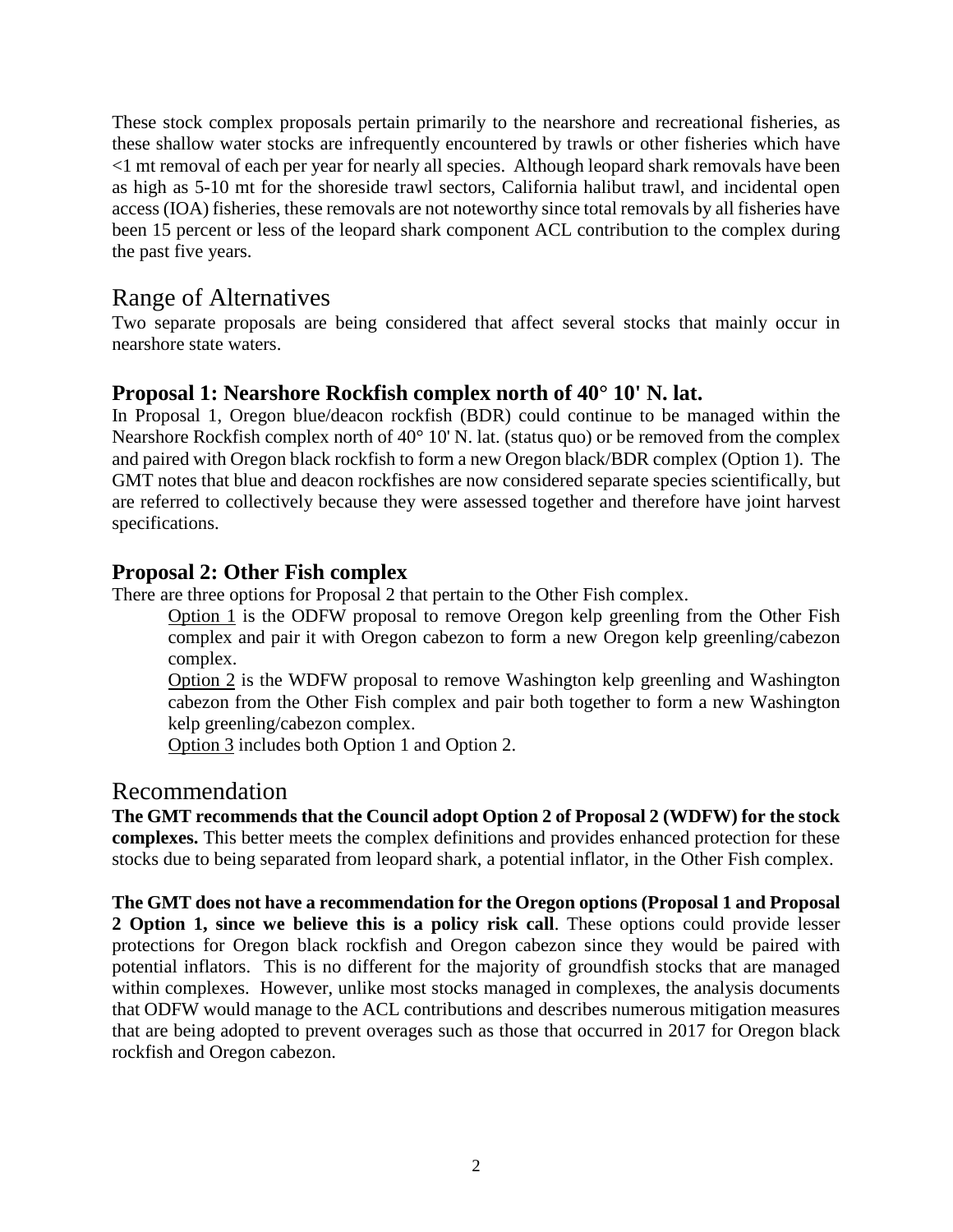These stock complex proposals pertain primarily to the nearshore and recreational fisheries, as these shallow water stocks are infrequently encountered by trawls or other fisheries which have <1 mt removal of each per year for nearly all species. Although leopard shark removals have been as high as 5-10 mt for the shoreside trawl sectors, California halibut trawl, and incidental open access (IOA) fisheries, these removals are not noteworthy since total removals by all fisheries have been 15 percent or less of the leopard shark component ACL contribution to the complex during the past five years.

## Range of Alternatives

Two separate proposals are being considered that affect several stocks that mainly occur in nearshore state waters.

### Proposal 1: Nearshore Rockfish complex north of 40° 10' N. lat.

In Proposal 1, Oregon blue/deacon rockfish (BDR) could continue to be managed within the Nearshore Rockfish complex north of 40° 10' N. lat. (status quo) or be removed from the complex and paired with Oregon black rockfish to form a new Oregon black/BDR complex (Option 1). The GMT notes that blue and deacon rockfishes are now considered separate species scientifically, but are referred to collectively because they were assessed together and therefore have joint harvest specifications.

### Proposal 2: Other Fish complex

There are three options for Proposal 2 that pertain to the Other Fish complex.

Option 1 is the ODFW proposal to remove Oregon kelp greenling from the Other Fish complex and pair it with Oregon cabezon to form a new Oregon kelp greenling/cabezon complex.

Option 2 is the WDFW proposal to remove Washington kelp greenling and Washington cabezon from the Other Fish complex and pair both together to form a new Washington kelp greenling/cabezon complex.

Option 3 includes both Option 1 and Option 2.

## Recommendation

**The GMT recommends that the Council adopt Option 2 of Proposal 2 (WDFW) for the stock complexes.** This better meets the complex definitions and provides enhanced protection for these stocks due to being separated from leopard shark, a potential inflator, in the Other Fish complex.

**The GMT does not have a recommendation for the Oregon options (Proposal 1 and Proposal 2 Option 1, since we believe this is a policy risk call**. These options could provide lesser protections for Oregon black rockfish and Oregon cabezon since they would be paired with potential inflators. This is no different for the majority of groundfish stocks that are managed within complexes. However, unlike most stocks managed in complexes, the analysis documents that ODFW would manage to the ACL contributions and describes numerous mitigation measures that are being adopted to prevent overages such as those that occurred in 2017 for Oregon black rockfish and Oregon cabezon.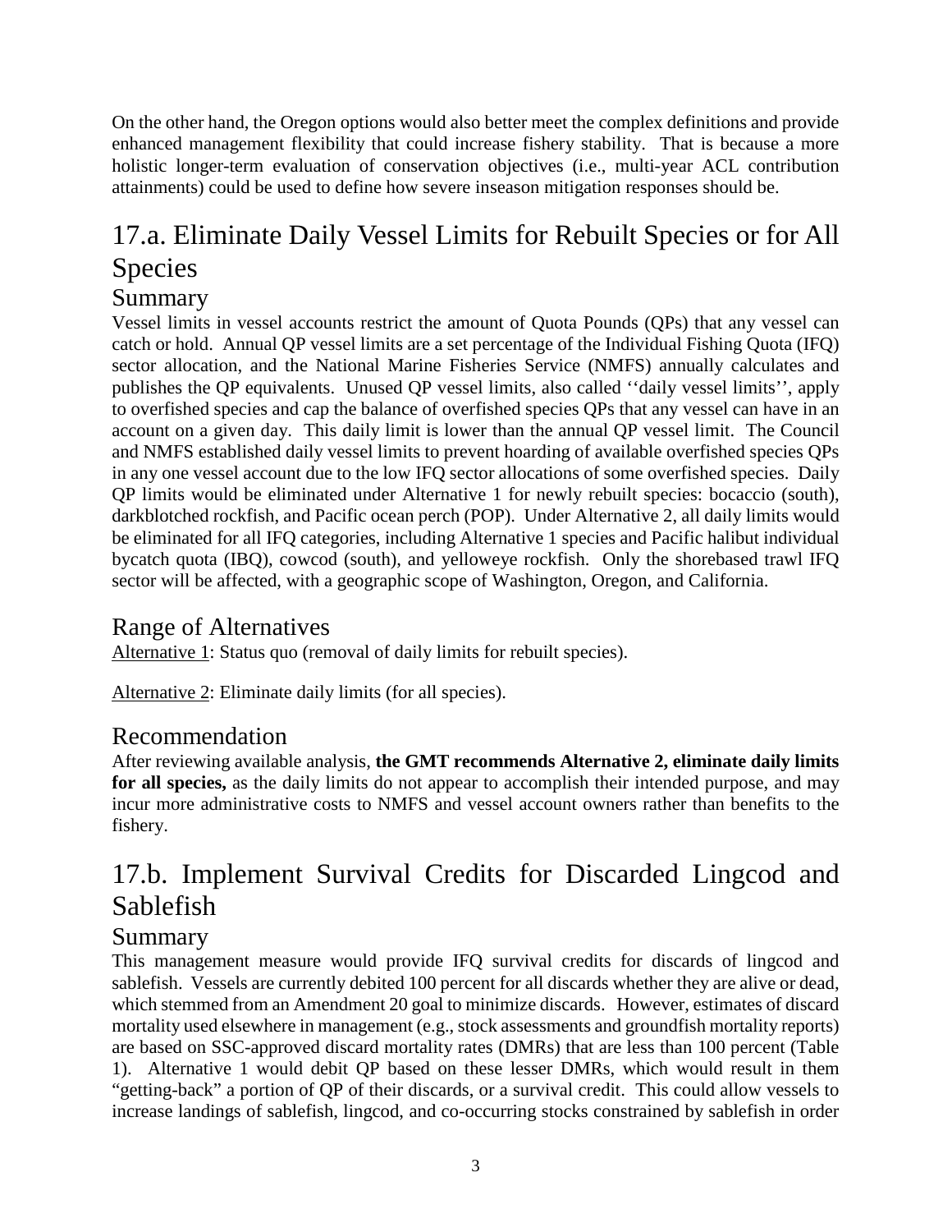On the other hand, the Oregon options would also better meet the complex definitions and provide enhanced management flexibility that could increase fishery stability. That is because a more holistic longer-term evaluation of conservation objectives (i.e., multi-year ACL contribution attainments) could be used to define how severe inseason mitigation responses should be.

# 17.a. Eliminate Daily Vessel Limits for Rebuilt Species or for All Species

## Summary

Vessel limits in vessel accounts restrict the amount of Quota Pounds (QPs) that any vessel can catch or hold. Annual QP vessel limits are a set percentage of the Individual Fishing Quota (IFQ) sector allocation, and the National Marine Fisheries Service (NMFS) annually calculates and publishes the QP equivalents. Unused QP vessel limits, also called ''daily vessel limits'', apply to overfished species and cap the balance of overfished species QPs that any vessel can have in an account on a given day. This daily limit is lower than the annual QP vessel limit. The Council and NMFS established daily vessel limits to prevent hoarding of available overfished species QPs in any one vessel account due to the low IFQ sector allocations of some overfished species. Daily QP limits would be eliminated under Alternative 1 for newly rebuilt species: bocaccio (south), darkblotched rockfish, and Pacific ocean perch (POP). Under Alternative 2, all daily limits would be eliminated for all IFQ categories, including Alternative 1 species and Pacific halibut individual bycatch quota (IBQ), cowcod (south), and yelloweye rockfish. Only the shorebased trawl IFQ sector will be affected, with a geographic scope of Washington, Oregon, and California.

## Range of Alternatives

Alternative 1: Status quo (removal of daily limits for rebuilt species).

Alternative 2: Eliminate daily limits (for all species).

## Recommendation

After reviewing available analysis, **the GMT recommends Alternative 2, eliminate daily limits for all species,** as the daily limits do not appear to accomplish their intended purpose, and may incur more administrative costs to NMFS and vessel account owners rather than benefits to the fishery.

# 17.b. Implement Survival Credits for Discarded Lingcod and Sablefish

## Summary

This management measure would provide IFQ survival credits for discards of lingcod and sablefish. Vessels are currently debited 100 percent for all discards whether they are alive or dead, which stemmed from an Amendment 20 goal to minimize discards. However, estimates of discard mortality used elsewhere in management (e.g., stock assessments and groundfish mortality reports) are based on SSC-approved discard mortality rates (DMRs) that are less than 100 percent (Table 1). Alternative 1 would debit QP based on these lesser DMRs, which would result in them "getting-back" a portion of QP of their discards, or a survival credit. This could allow vessels to increase landings of sablefish, lingcod, and co-occurring stocks constrained by sablefish in order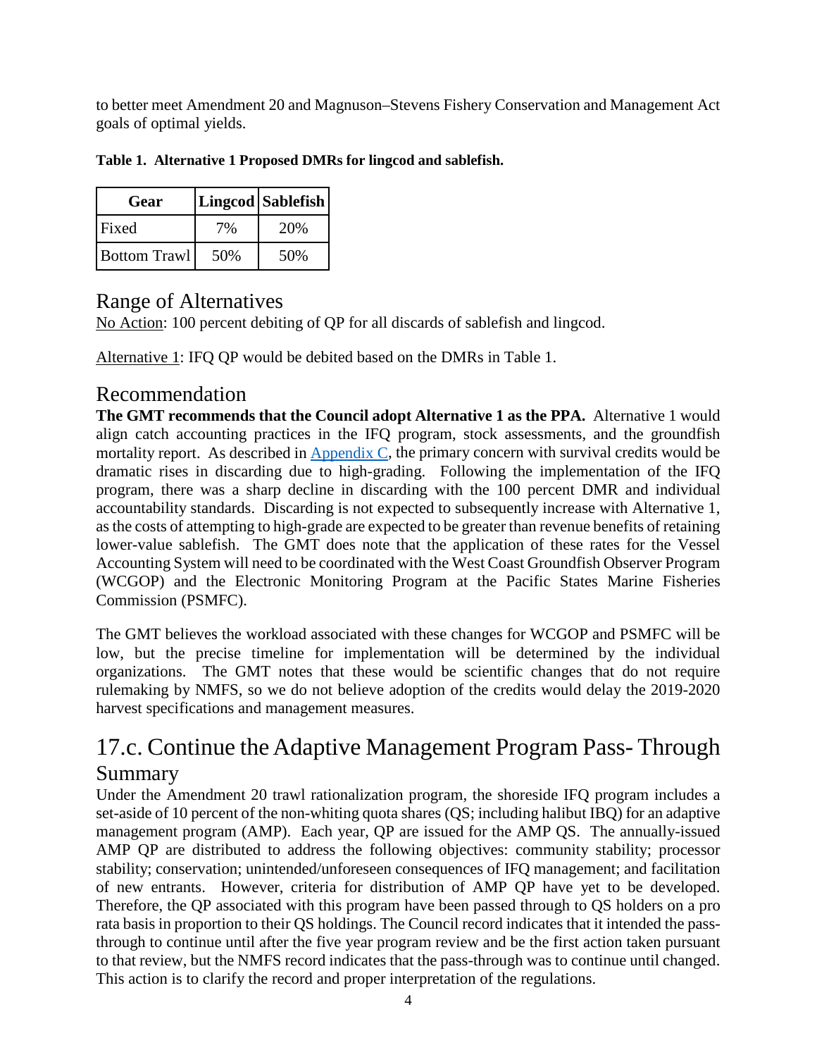to better meet Amendment 20 and Magnuson–Stevens Fishery Conservation and Management Act goals of optimal yields.

**Table 1. Alternative 1 Proposed DMRs for lingcod and sablefish.**

| Gear | Lingcod | Sablefish |
|---|---|---|
| Fixed | 7% | 20% |
| Bottom Trawl | 50% | 50% |

## Range of Alternatives

No Action: 100 percent debiting of QP for all discards of sablefish and lingcod.

Alternative 1: IFQ QP would be debited based on the DMRs in Table 1.

## Recommendation

**The GMT recommends that the Council adopt Alternative 1 as the PPA.** Alternative 1 would align catch accounting practices in the IFQ program, stock assessments, and the groundfish mortality report. As described in Appendix C, the primary concern with survival credits would be dramatic rises in discarding due to high-grading. Following the implementation of the IFQ program, there was a sharp decline in discarding with the 100 percent DMR and individual accountability standards. Discarding is not expected to subsequently increase with Alternative 1, as the costs of attempting to high-grade are expected to be greater than revenue benefits of retaining lower-value sablefish. The GMT does note that the application of these rates for the Vessel Accounting System will need to be coordinated with the West Coast Groundfish Observer Program (WCGOP) and the Electronic Monitoring Program at the Pacific States Marine Fisheries Commission (PSMFC).

The GMT believes the workload associated with these changes for WCGOP and PSMFC will be low, but the precise timeline for implementation will be determined by the individual organizations. The GMT notes that these would be scientific changes that do not require rulemaking by NMFS, so we do not believe adoption of the credits would delay the 2019-2020 harvest specifications and management measures.

# 17.c. Continue the Adaptive Management Program Pass- Through

## Summary

Under the Amendment 20 trawl rationalization program, the shoreside IFQ program includes a set-aside of 10 percent of the non-whiting quota shares (QS; including halibut IBQ) for an adaptive management program (AMP). Each year, QP are issued for the AMP QS. The annually-issued AMP QP are distributed to address the following objectives: community stability; processor stability; conservation; unintended/unforeseen consequences of IFQ management; and facilitation of new entrants. However, criteria for distribution of AMP QP have yet to be developed. Therefore, the QP associated with this program have been passed through to QS holders on a pro rata basis in proportion to their QS holdings. The Council record indicates that it intended the pass-through to continue until after the five year program review and be the first action taken pursuant to that review, but the NMFS record indicates that the pass-through was to continue until changed. This action is to clarify the record and proper interpretation of the regulations.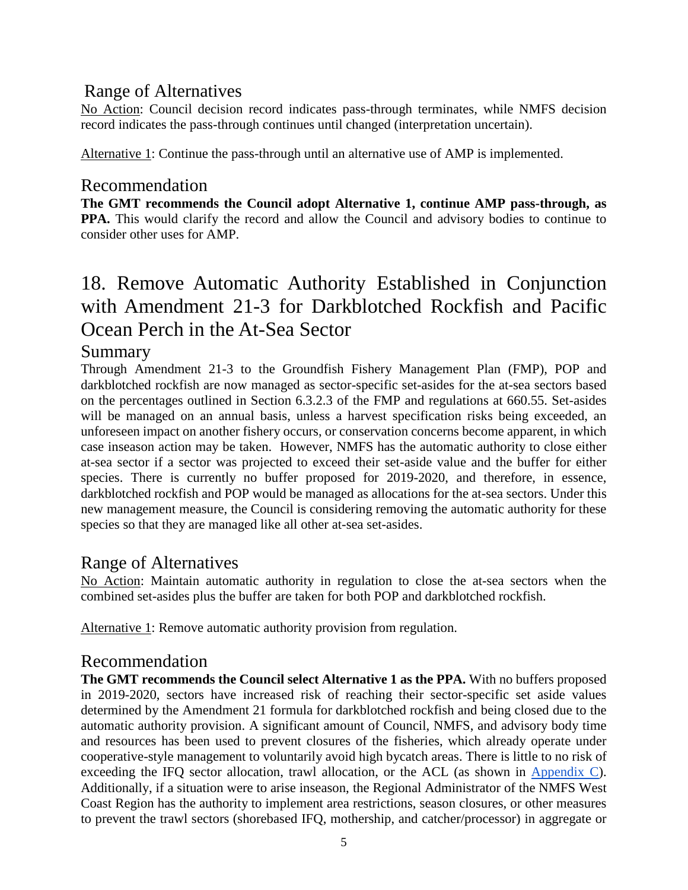## Range of Alternatives

No Action: Council decision record indicates pass-through terminates, while NMFS decision record indicates the pass-through continues until changed (interpretation uncertain).

Alternative 1: Continue the pass-through until an alternative use of AMP is implemented.

## Recommendation

**The GMT recommends the Council adopt Alternative 1, continue AMP pass-through, as PPA.** This would clarify the record and allow the Council and advisory bodies to continue to consider other uses for AMP.

# 18. Remove Automatic Authority Established in Conjunction with Amendment 21-3 for Darkblotched Rockfish and Pacific Ocean Perch in the At-Sea Sector

## Summary

Through Amendment 21-3 to the Groundfish Fishery Management Plan (FMP), POP and darkblotched rockfish are now managed as sector-specific set-asides for the at-sea sectors based on the percentages outlined in Section 6.3.2.3 of the FMP and regulations at 660.55. Set-asides will be managed on an annual basis, unless a harvest specification risks being exceeded, an unforeseen impact on another fishery occurs, or conservation concerns become apparent, in which case inseason action may be taken. However, NMFS has the automatic authority to close either at-sea sector if a sector was projected to exceed their set-aside value and the buffer for either species. There is currently no buffer proposed for 2019-2020, and therefore, in essence, darkblotched rockfish and POP would be managed as allocations for the at-sea sectors. Under this new management measure, the Council is considering removing the automatic authority for these species so that they are managed like all other at-sea set-asides.

## Range of Alternatives

No Action: Maintain automatic authority in regulation to close the at-sea sectors when the combined set-asides plus the buffer are taken for both POP and darkblotched rockfish.

Alternative 1: Remove automatic authority provision from regulation.

## Recommendation

**The GMT recommends the Council select Alternative 1 as the PPA.** With no buffers proposed in 2019-2020, sectors have increased risk of reaching their sector-specific set aside values determined by the Amendment 21 formula for darkblotched rockfish and being closed due to the automatic authority provision. A significant amount of Council, NMFS, and advisory body time and resources has been used to prevent closures of the fisheries, which already operate under cooperative-style management to voluntarily avoid high bycatch areas. There is little to no risk of exceeding the IFQ sector allocation, trawl allocation, or the ACL (as shown in Appendix C). Additionally, if a situation were to arise inseason, the Regional Administrator of the NMFS West Coast Region has the authority to implement area restrictions, season closures, or other measures to prevent the trawl sectors (shorebased IFQ, mothership, and catcher/processor) in aggregate or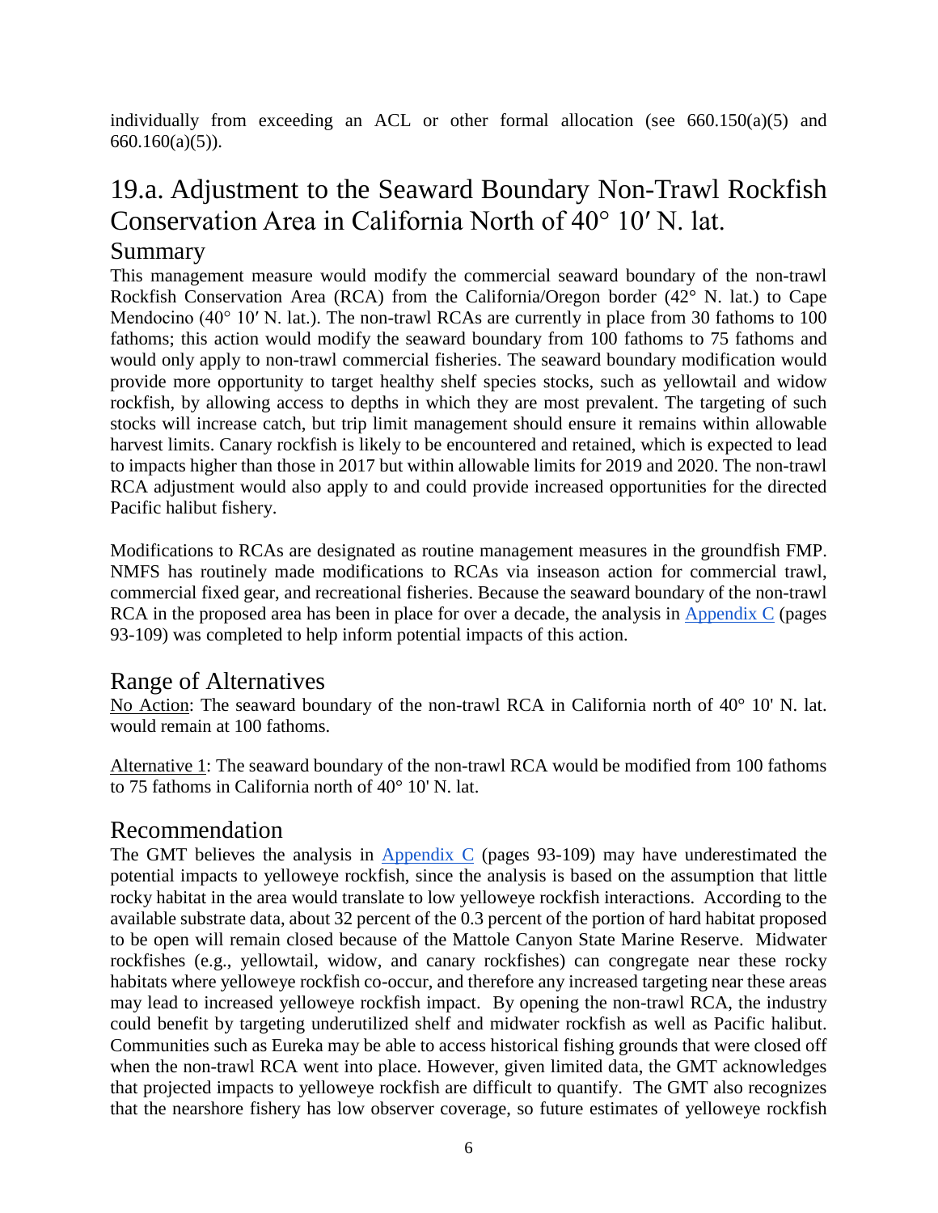individually from exceeding an ACL or other formal allocation (see 660.150(a)(5) and 660.160(a)(5)).

# 19.a. Adjustment to the Seaward Boundary Non-Trawl Rockfish Conservation Area in California North of 40° 10′ N. lat.

## Summary

This management measure would modify the commercial seaward boundary of the non-trawl Rockfish Conservation Area (RCA) from the California/Oregon border (42° N. lat.) to Cape Mendocino (40° 10′ N. lat.). The non-trawl RCAs are currently in place from 30 fathoms to 100 fathoms; this action would modify the seaward boundary from 100 fathoms to 75 fathoms and would only apply to non-trawl commercial fisheries. The seaward boundary modification would provide more opportunity to target healthy shelf species stocks, such as yellowtail and widow rockfish, by allowing access to depths in which they are most prevalent. The targeting of such stocks will increase catch, but trip limit management should ensure it remains within allowable harvest limits. Canary rockfish is likely to be encountered and retained, which is expected to lead to impacts higher than those in 2017 but within allowable limits for 2019 and 2020. The non-trawl RCA adjustment would also apply to and could provide increased opportunities for the directed Pacific halibut fishery.

Modifications to RCAs are designated as routine management measures in the groundfish FMP. NMFS has routinely made modifications to RCAs via inseason action for commercial trawl, commercial fixed gear, and recreational fisheries. Because the seaward boundary of the non-trawl RCA in the proposed area has been in place for over a decade, the analysis in Appendix C (pages 93-109) was completed to help inform potential impacts of this action.

## Range of Alternatives

No Action: The seaward boundary of the non-trawl RCA in California north of 40° 10' N. lat. would remain at 100 fathoms.

Alternative 1: The seaward boundary of the non-trawl RCA would be modified from 100 fathoms to 75 fathoms in California north of 40° 10' N. lat.

## Recommendation

The GMT believes the analysis in Appendix C (pages 93-109) may have underestimated the potential impacts to yelloweye rockfish, since the analysis is based on the assumption that little rocky habitat in the area would translate to low yelloweye rockfish interactions. According to the available substrate data, about 32 percent of the 0.3 percent of the portion of hard habitat proposed to be open will remain closed because of the Mattole Canyon State Marine Reserve. Midwater rockfishes (e.g., yellowtail, widow, and canary rockfishes) can congregate near these rocky habitats where yelloweye rockfish co-occur, and therefore any increased targeting near these areas may lead to increased yelloweye rockfish impact. By opening the non-trawl RCA, the industry could benefit by targeting underutilized shelf and midwater rockfish as well as Pacific halibut. Communities such as Eureka may be able to access historical fishing grounds that were closed off when the non-trawl RCA went into place. However, given limited data, the GMT acknowledges that projected impacts to yelloweye rockfish are difficult to quantify. The GMT also recognizes that the nearshore fishery has low observer coverage, so future estimates of yelloweye rockfish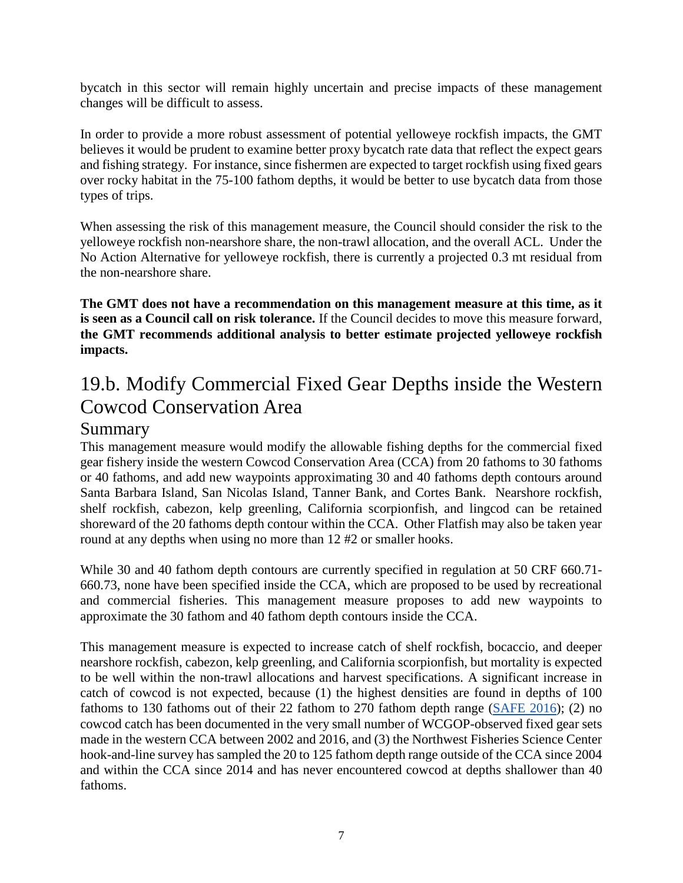bycatch in this sector will remain highly uncertain and precise impacts of these management changes will be difficult to assess.

In order to provide a more robust assessment of potential yelloweye rockfish impacts, the GMT believes it would be prudent to examine better proxy bycatch rate data that reflect the expect gears and fishing strategy. For instance, since fishermen are expected to target rockfish using fixed gears over rocky habitat in the 75-100 fathom depths, it would be better to use bycatch data from those types of trips.

When assessing the risk of this management measure, the Council should consider the risk to the yelloweye rockfish non-nearshore share, the non-trawl allocation, and the overall ACL. Under the No Action Alternative for yelloweye rockfish, there is currently a projected 0.3 mt residual from the non-nearshore share.

**The GMT does not have a recommendation on this management measure at this time, as it is seen as a Council call on risk tolerance.** If the Council decides to move this measure forward, **the GMT recommends additional analysis to better estimate projected yelloweye rockfish impacts.**

# 19.b. Modify Commercial Fixed Gear Depths inside the Western Cowcod Conservation Area

## Summary

This management measure would modify the allowable fishing depths for the commercial fixed gear fishery inside the western Cowcod Conservation Area (CCA) from 20 fathoms to 30 fathoms or 40 fathoms, and add new waypoints approximating 30 and 40 fathoms depth contours around Santa Barbara Island, San Nicolas Island, Tanner Bank, and Cortes Bank. Nearshore rockfish, shelf rockfish, cabezon, kelp greenling, California scorpionfish, and lingcod can be retained shoreward of the 20 fathoms depth contour within the CCA. Other Flatfish may also be taken year round at any depths when using no more than 12 #2 or smaller hooks.

While 30 and 40 fathom depth contours are currently specified in regulation at 50 CRF 660.71-660.73, none have been specified inside the CCA, which are proposed to be used by recreational and commercial fisheries. This management measure proposes to add new waypoints to approximate the 30 fathom and 40 fathom depth contours inside the CCA.

This management measure is expected to increase catch of shelf rockfish, bocaccio, and deeper nearshore rockfish, cabezon, kelp greenling, and California scorpionfish, but mortality is expected to be well within the non-trawl allocations and harvest specifications. A significant increase in catch of cowcod is not expected, because (1) the highest densities are found in depths of 100 fathoms to 130 fathoms out of their 22 fathom to 270 fathom depth range (SAFE 2016); (2) no cowcod catch has been documented in the very small number of WCGOP-observed fixed gear sets made in the western CCA between 2002 and 2016, and (3) the Northwest Fisheries Science Center hook-and-line survey has sampled the 20 to 125 fathom depth range outside of the CCA since 2004 and within the CCA since 2014 and has never encountered cowcod at depths shallower than 40 fathoms.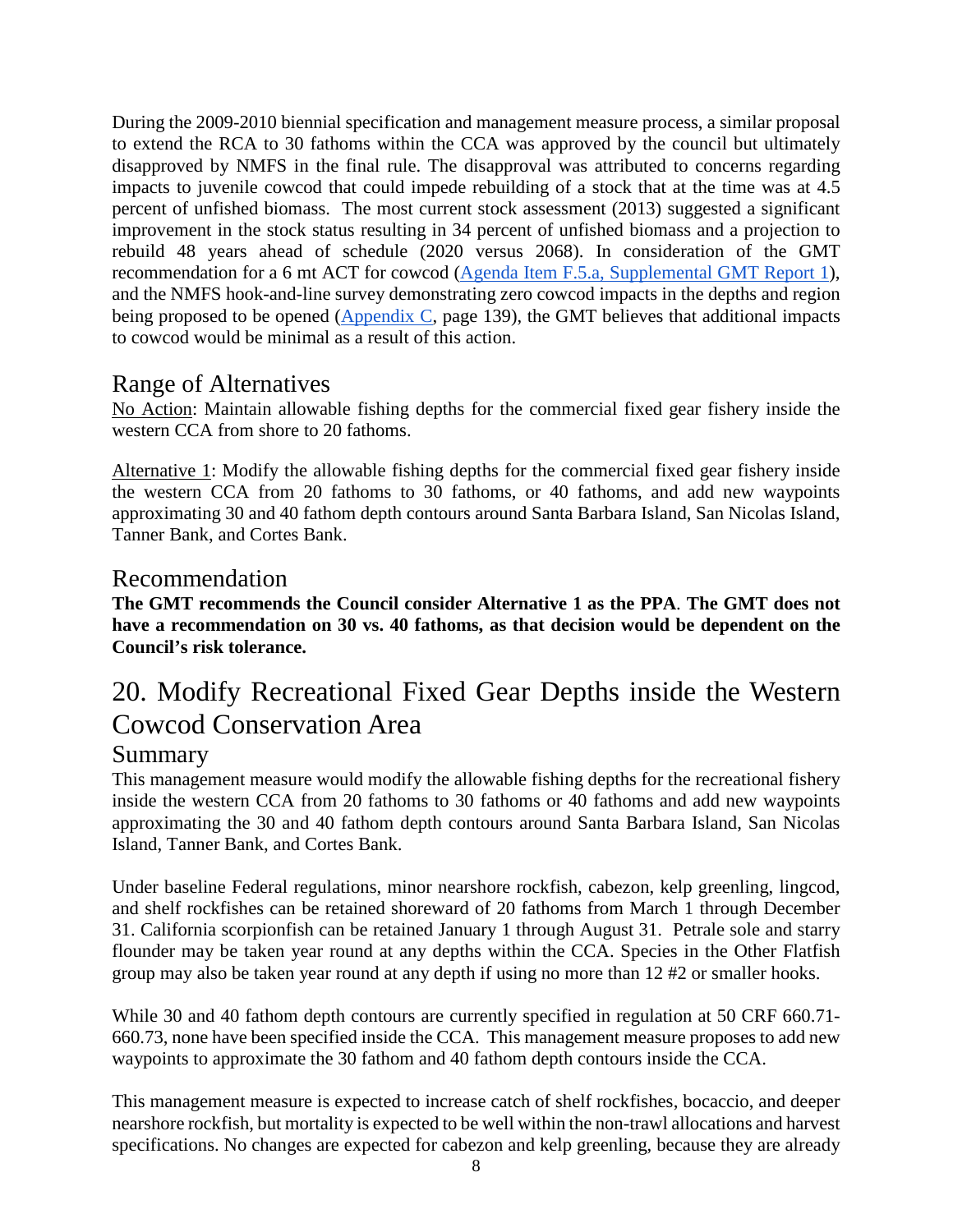During the 2009-2010 biennial specification and management measure process, a similar proposal to extend the RCA to 30 fathoms within the CCA was approved by the council but ultimately disapproved by NMFS in the final rule. The disapproval was attributed to concerns regarding impacts to juvenile cowcod that could impede rebuilding of a stock that at the time was at 4.5 percent of unfished biomass. The most current stock assessment (2013) suggested a significant improvement in the stock status resulting in 34 percent of unfished biomass and a projection to rebuild 48 years ahead of schedule (2020 versus 2068). In consideration of the GMT recommendation for a 6 mt ACT for cowcod (Agenda Item F.5.a, Supplemental GMT Report 1), and the NMFS hook-and-line survey demonstrating zero cowcod impacts in the depths and region being proposed to be opened (Appendix C, page 139), the GMT believes that additional impacts to cowcod would be minimal as a result of this action.

## Range of Alternatives

No Action: Maintain allowable fishing depths for the commercial fixed gear fishery inside the western CCA from shore to 20 fathoms.

Alternative 1: Modify the allowable fishing depths for the commercial fixed gear fishery inside the western CCA from 20 fathoms to 30 fathoms, or 40 fathoms, and add new waypoints approximating 30 and 40 fathom depth contours around Santa Barbara Island, San Nicolas Island, Tanner Bank, and Cortes Bank.

## Recommendation

**The GMT recommends the Council consider Alternative 1 as the PPA. The GMT does not have a recommendation on 30 vs. 40 fathoms, as that decision would be dependent on the Council's risk tolerance.**

# 20. Modify Recreational Fixed Gear Depths inside the Western Cowcod Conservation Area

## Summary

This management measure would modify the allowable fishing depths for the recreational fishery inside the western CCA from 20 fathoms to 30 fathoms or 40 fathoms and add new waypoints approximating the 30 and 40 fathom depth contours around Santa Barbara Island, San Nicolas Island, Tanner Bank, and Cortes Bank.

Under baseline Federal regulations, minor nearshore rockfish, cabezon, kelp greenling, lingcod, and shelf rockfishes can be retained shoreward of 20 fathoms from March 1 through December 31. California scorpionfish can be retained January 1 through August 31. Petrale sole and starry flounder may be taken year round at any depths within the CCA. Species in the Other Flatfish group may also be taken year round at any depth if using no more than 12 #2 or smaller hooks.

While 30 and 40 fathom depth contours are currently specified in regulation at 50 CRF 660.71-660.73, none have been specified inside the CCA. This management measure proposes to add new waypoints to approximate the 30 fathom and 40 fathom depth contours inside the CCA.

This management measure is expected to increase catch of shelf rockfishes, bocaccio, and deeper nearshore rockfish, but mortality is expected to be well within the non-trawl allocations and harvest specifications. No changes are expected for cabezon and kelp greenling, because they are already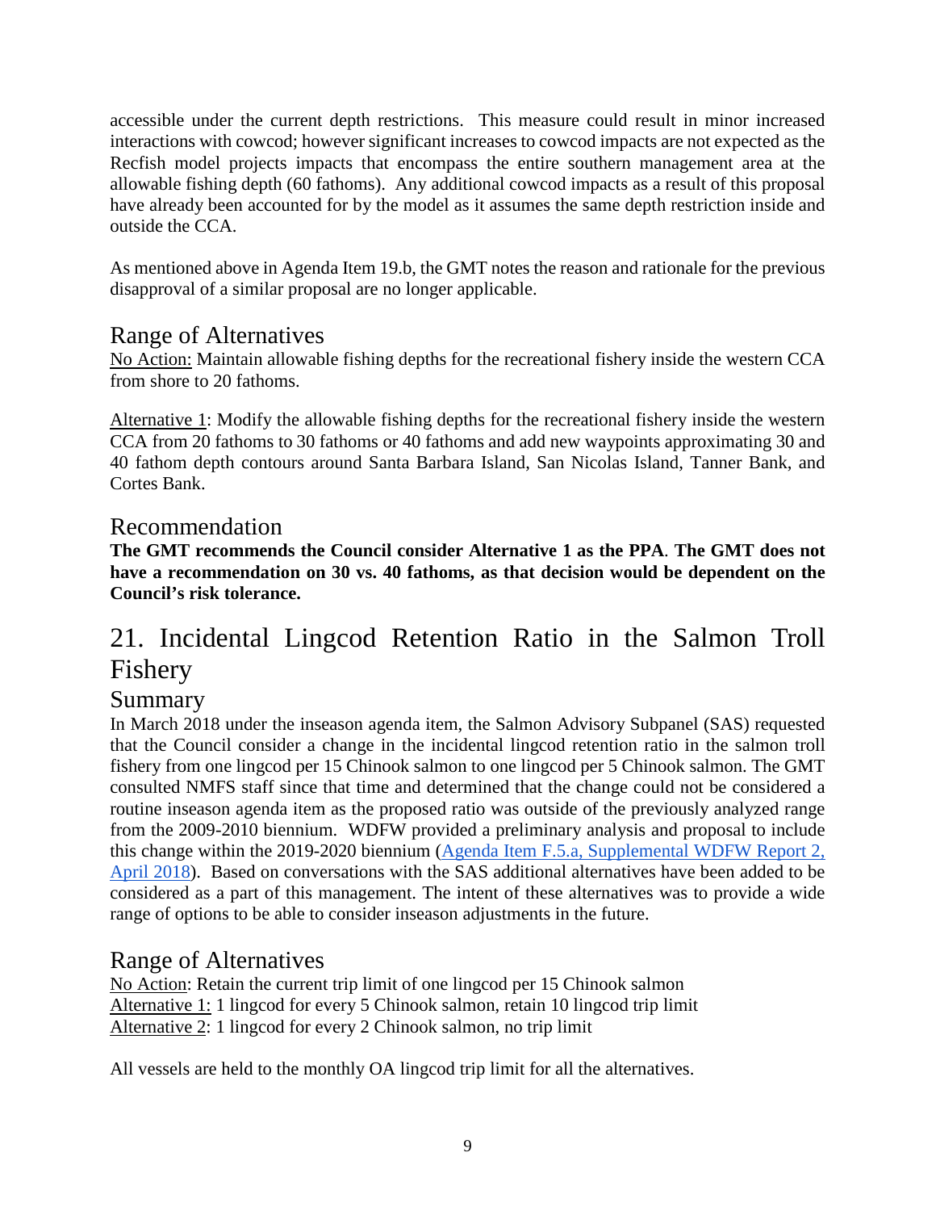accessible under the current depth restrictions. This measure could result in minor increased interactions with cowcod; however significant increases to cowcod impacts are not expected as the Recfish model projects impacts that encompass the entire southern management area at the allowable fishing depth (60 fathoms). Any additional cowcod impacts as a result of this proposal have already been accounted for by the model as it assumes the same depth restriction inside and outside the CCA.

As mentioned above in Agenda Item 19.b, the GMT notes the reason and rationale for the previous disapproval of a similar proposal are no longer applicable.

## Range of Alternatives

No Action: Maintain allowable fishing depths for the recreational fishery inside the western CCA from shore to 20 fathoms.

Alternative 1: Modify the allowable fishing depths for the recreational fishery inside the western CCA from 20 fathoms to 30 fathoms or 40 fathoms and add new waypoints approximating 30 and 40 fathom depth contours around Santa Barbara Island, San Nicolas Island, Tanner Bank, and Cortes Bank.

## Recommendation

**The GMT recommends the Council consider Alternative 1 as the PPA. The GMT does not have a recommendation on 30 vs. 40 fathoms, as that decision would be dependent on the Council's risk tolerance.**

# 21. Incidental Lingcod Retention Ratio in the Salmon Troll Fishery

## Summary

In March 2018 under the inseason agenda item, the Salmon Advisory Subpanel (SAS) requested that the Council consider a change in the incidental lingcod retention ratio in the salmon troll fishery from one lingcod per 15 Chinook salmon to one lingcod per 5 Chinook salmon. The GMT consulted NMFS staff since that time and determined that the change could not be considered a routine inseason agenda item as the proposed ratio was outside of the previously analyzed range from the 2009-2010 biennium. WDFW provided a preliminary analysis and proposal to include this change within the 2019-2020 biennium (Agenda Item F.5.a, Supplemental WDFW Report 2, April 2018). Based on conversations with the SAS additional alternatives have been added to be considered as a part of this management. The intent of these alternatives was to provide a wide range of options to be able to consider inseason adjustments in the future.

## Range of Alternatives

No Action: Retain the current trip limit of one lingcod per 15 Chinook salmon
Alternative 1: 1 lingcod for every 5 Chinook salmon, retain 10 lingcod trip limit
Alternative 2: 1 lingcod for every 2 Chinook salmon, no trip limit

All vessels are held to the monthly OA lingcod trip limit for all the alternatives.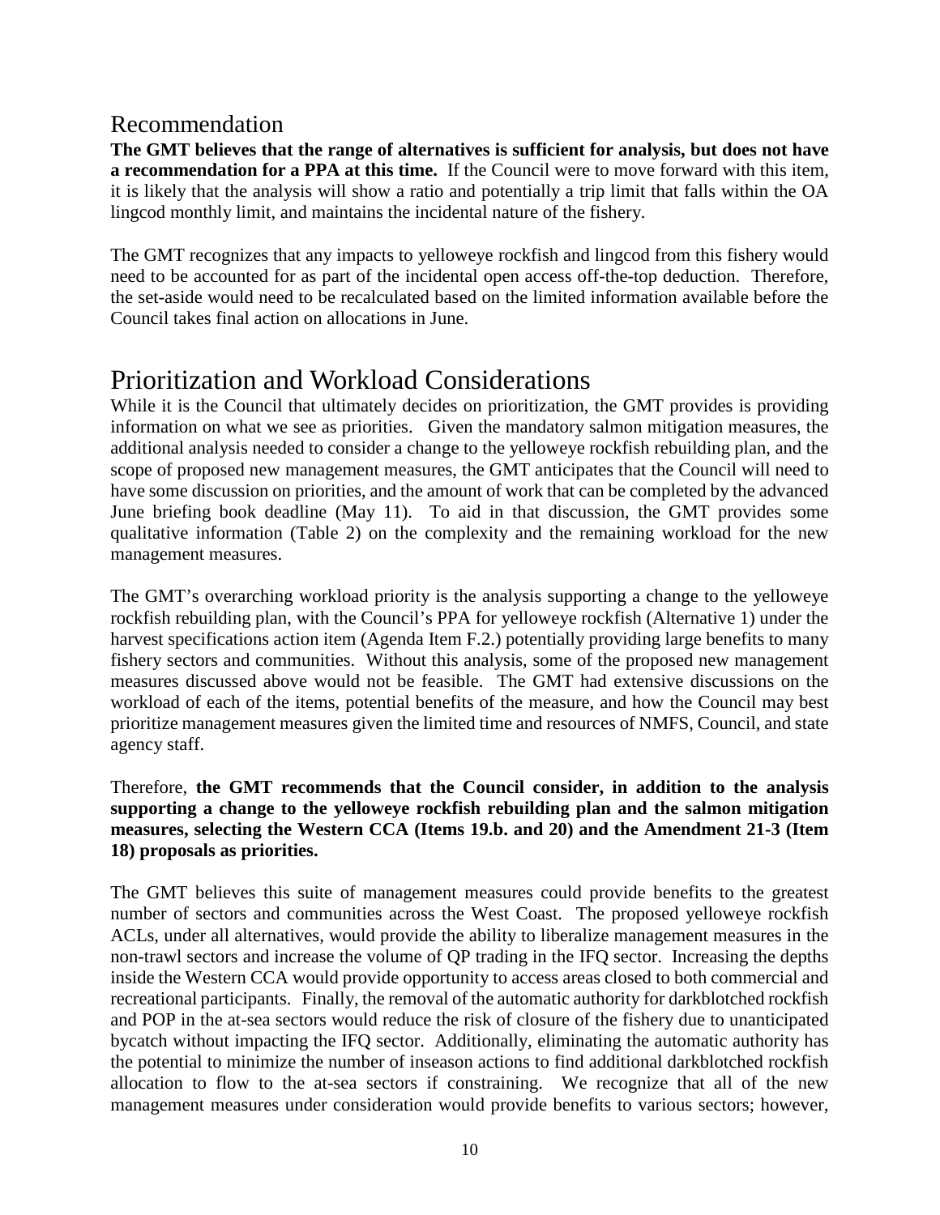## Recommendation

**The GMT believes that the range of alternatives is sufficient for analysis, but does not have a recommendation for a PPA at this time.** If the Council were to move forward with this item, it is likely that the analysis will show a ratio and potentially a trip limit that falls within the OA lingcod monthly limit, and maintains the incidental nature of the fishery.

The GMT recognizes that any impacts to yelloweye rockfish and lingcod from this fishery would need to be accounted for as part of the incidental open access off-the-top deduction. Therefore, the set-aside would need to be recalculated based on the limited information available before the Council takes final action on allocations in June.

# Prioritization and Workload Considerations

While it is the Council that ultimately decides on prioritization, the GMT provides is providing information on what we see as priorities. Given the mandatory salmon mitigation measures, the additional analysis needed to consider a change to the yelloweye rockfish rebuilding plan, and the scope of proposed new management measures, the GMT anticipates that the Council will need to have some discussion on priorities, and the amount of work that can be completed by the advanced June briefing book deadline (May 11). To aid in that discussion, the GMT provides some qualitative information (Table 2) on the complexity and the remaining workload for the new management measures.

The GMT's overarching workload priority is the analysis supporting a change to the yelloweye rockfish rebuilding plan, with the Council's PPA for yelloweye rockfish (Alternative 1) under the harvest specifications action item (Agenda Item F.2.) potentially providing large benefits to many fishery sectors and communities. Without this analysis, some of the proposed new management measures discussed above would not be feasible. The GMT had extensive discussions on the workload of each of the items, potential benefits of the measure, and how the Council may best prioritize management measures given the limited time and resources of NMFS, Council, and state agency staff.

Therefore, **the GMT recommends that the Council consider, in addition to the analysis supporting a change to the yelloweye rockfish rebuilding plan and the salmon mitigation measures, selecting the Western CCA (Items 19.b. and 20) and the Amendment 21-3 (Item 18) proposals as priorities.**

The GMT believes this suite of management measures could provide benefits to the greatest number of sectors and communities across the West Coast. The proposed yelloweye rockfish ACLs, under all alternatives, would provide the ability to liberalize management measures in the non-trawl sectors and increase the volume of QP trading in the IFQ sector. Increasing the depths inside the Western CCA would provide opportunity to access areas closed to both commercial and recreational participants. Finally, the removal of the automatic authority for darkblotched rockfish and POP in the at-sea sectors would reduce the risk of closure of the fishery due to unanticipated bycatch without impacting the IFQ sector. Additionally, eliminating the automatic authority has the potential to minimize the number of inseason actions to find additional darkblotched rockfish allocation to flow to the at-sea sectors if constraining. We recognize that all of the new management measures under consideration would provide benefits to various sectors; however,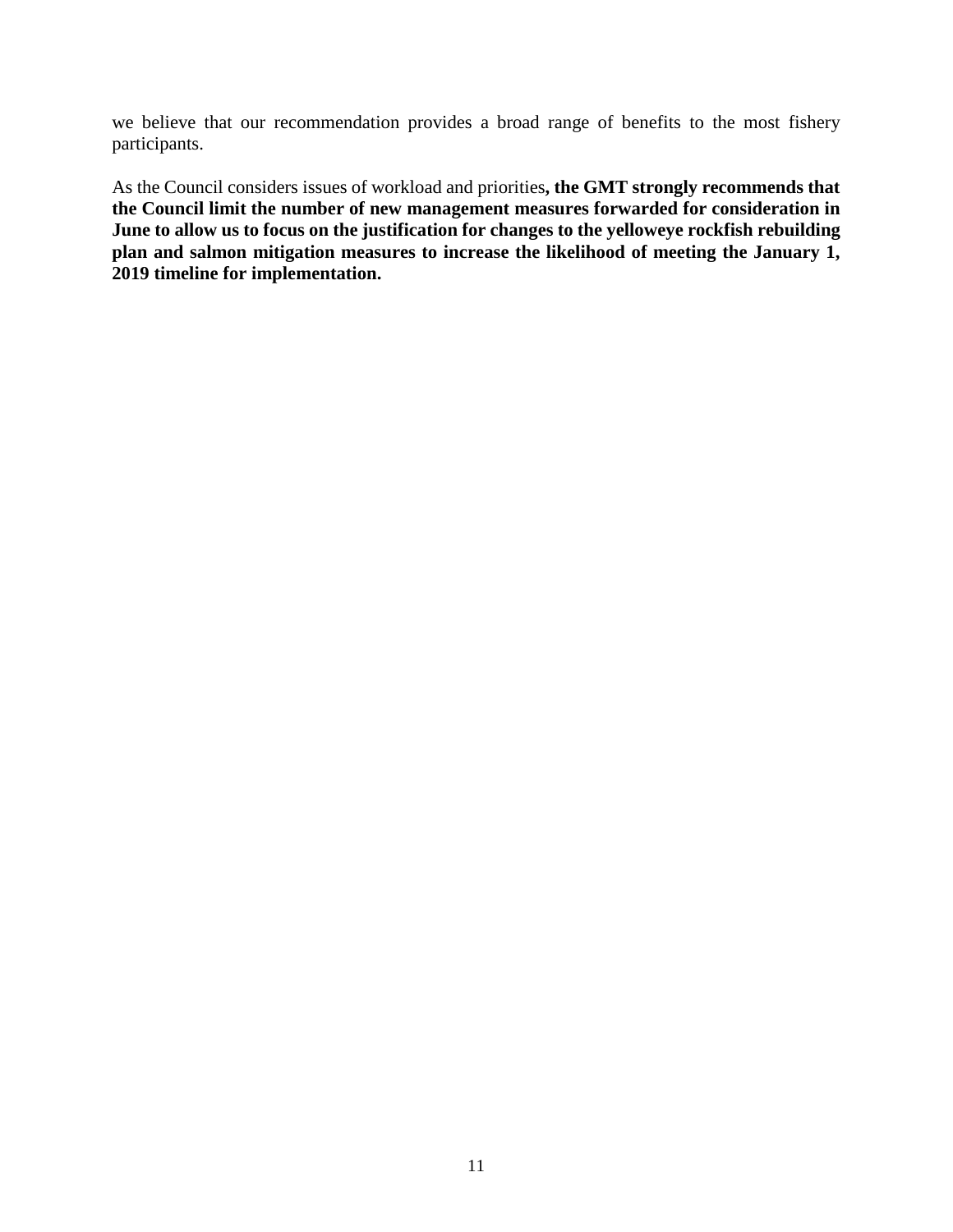we believe that our recommendation provides a broad range of benefits to the most fishery participants.

As the Council considers issues of workload and priorities**, the GMT strongly recommends that the Council limit the number of new management measures forwarded for consideration in June to allow us to focus on the justification for changes to the yelloweye rockfish rebuilding plan and salmon mitigation measures to increase the likelihood of meeting the January 1, 2019 timeline for implementation.**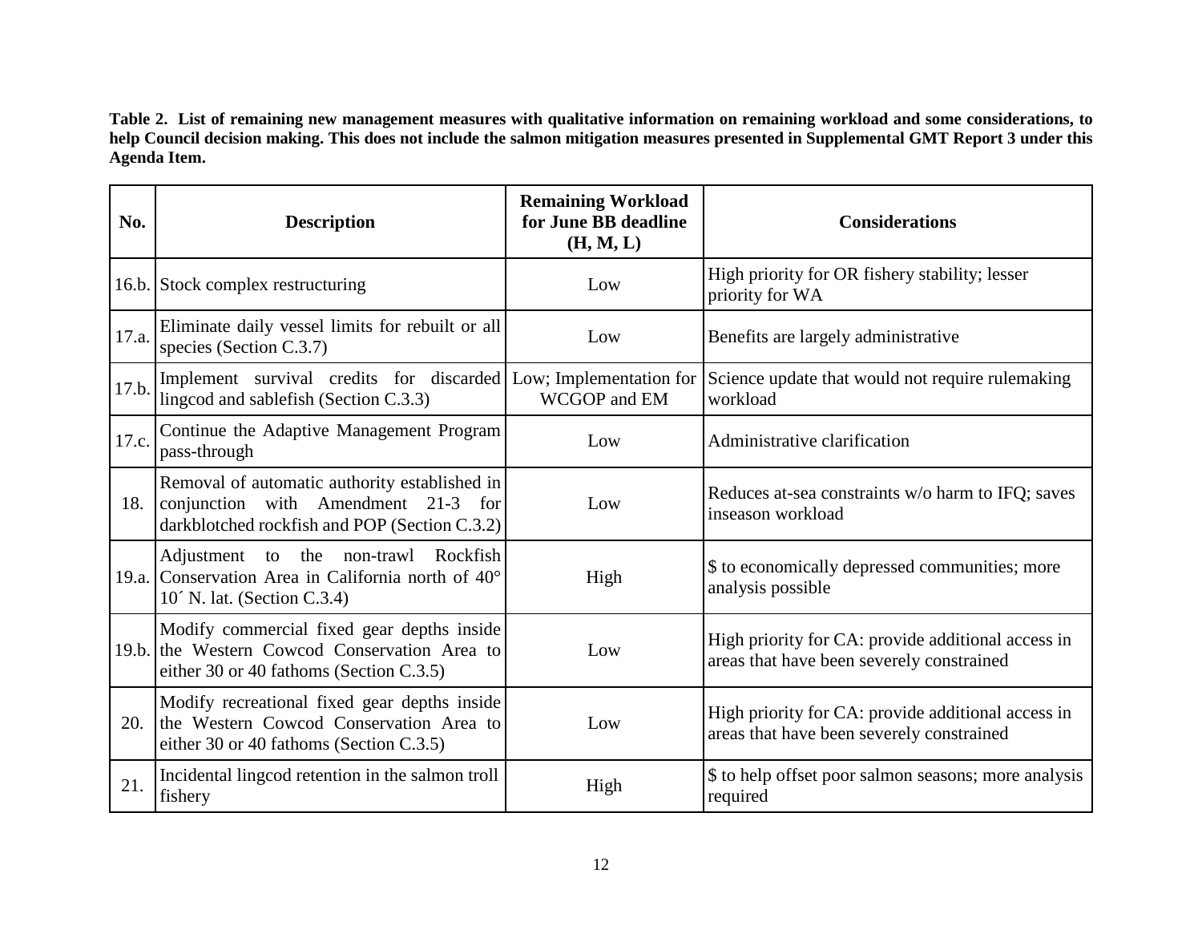**Table 2. List of remaining new management measures with qualitative information on remaining workload and some considerations, to help Council decision making. This does not include the salmon mitigation measures presented in Supplemental GMT Report 3 under this Agenda Item.**

| No. | Description | Remaining Workload for June BB deadline (H, M, L) | Considerations |
|---|---|---|---|
| 16.b. | Stock complex restructuring | Low | High priority for OR fishery stability; lesser priority for WA |
| 17.a. | Eliminate daily vessel limits for rebuilt or all species (Section C.3.7) | Low | Benefits are largely administrative |
| 17.b. | Implement survival credits for discarded lingcod and sablefish (Section C.3.3) | Low; Implementation for WCGOP and EM | Science update that would not require rulemaking workload |
| 17.c. | Continue the Adaptive Management Program pass-through | Low | Administrative clarification |
| 18. | Removal of automatic authority established in conjunction with Amendment 21-3 for darkblotched rockfish and POP (Section C.3.2) | Low | Reduces at-sea constraints w/o harm to IFQ; saves inseason workload |
| 19.a. | Adjustment to the non-trawl Rockfish Conservation Area in California north of 40° 10´ N. lat. (Section C.3.4) | High | $ to economically depressed communities; more analysis possible |
| 19.b. | Modify commercial fixed gear depths inside the Western Cowcod Conservation Area to either 30 or 40 fathoms (Section C.3.5) | Low | High priority for CA: provide additional access in areas that have been severely constrained |
| 20. | Modify recreational fixed gear depths inside the Western Cowcod Conservation Area to either 30 or 40 fathoms (Section C.3.5) | Low | High priority for CA: provide additional access in areas that have been severely constrained |
| 21. | Incidental lingcod retention in the salmon troll fishery | High | $ to help offset poor salmon seasons; more analysis required |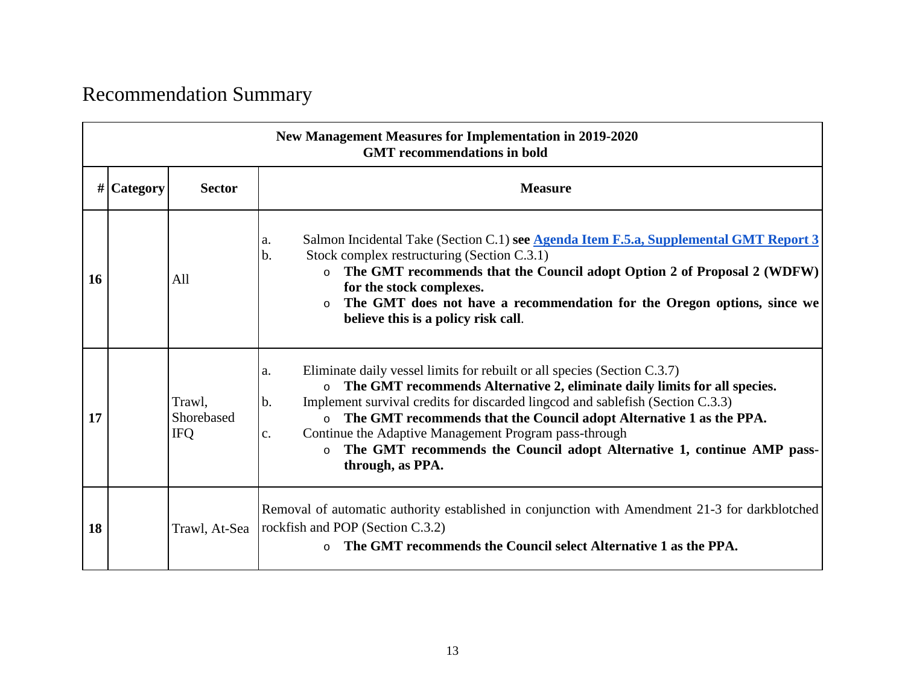# Recommendation Summary

| New Management Measures for Implementation in 2019-2020<br>GMT recommendations in bold | | | |
|---|---|---|---|
| **#** | **Category** | **Sector** | **Measure** |
| **16** | | All | a. Salmon Incidental Take (Section C.1) **see [Agenda Item F.5.a, Supplemental GMT Report 3](#)**<br>b. Stock complex restructuring (Section C.3.1)<br>o **The GMT recommends that the Council adopt Option 2 of Proposal 2 (WDFW) for the stock complexes.**<br>o **The GMT does not have a recommendation for the Oregon options, since we believe this is a policy risk call**. |
| **17** | | Trawl, Shorebased IFQ | a. Eliminate daily vessel limits for rebuilt or all species (Section C.3.7)<br>o **The GMT recommends Alternative 2, eliminate daily limits for all species.**<br>b. Implement survival credits for discarded lingcod and sablefish (Section C.3.3)<br>o **The GMT recommends that the Council adopt Alternative 1 as the PPA.**<br>c. Continue the Adaptive Management Program pass-through<br>o **The GMT recommends the Council adopt Alternative 1, continue AMP pass-through, as PPA.** |
| **18** | | Trawl, At-Sea | Removal of automatic authority established in conjunction with Amendment 21-3 for darkblotched rockfish and POP (Section C.3.2)<br>o **The GMT recommends the Council select Alternative 1 as the PPA.** |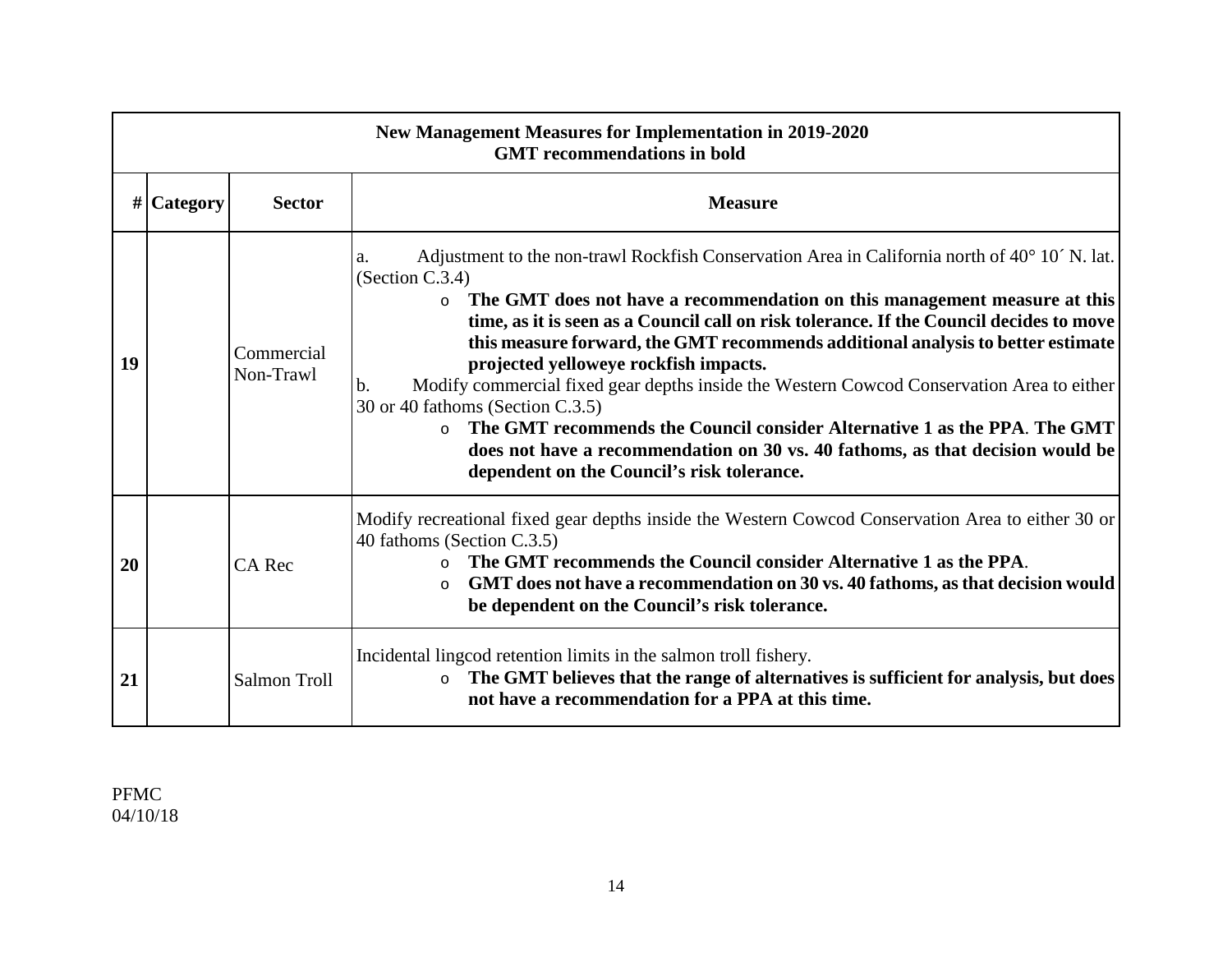| New Management Measures for Implementation in 2019-2020<br>GMT recommendations in bold | | | |
|---|---|---|---|
| # | Category | Sector | Measure |
| 19 | | Commercial Non-Trawl | a. Adjustment to the non-trawl Rockfish Conservation Area in California north of 40° 10´ N. lat. (Section C.3.4)<br>o **The GMT does not have a recommendation on this management measure at this time, as it is seen as a Council call on risk tolerance. If the Council decides to move this measure forward, the GMT recommends additional analysis to better estimate projected yelloweye rockfish impacts.**<br>b. Modify commercial fixed gear depths inside the Western Cowcod Conservation Area to either 30 or 40 fathoms (Section C.3.5)<br>o **The GMT recommends the Council consider Alternative 1 as the PPA**. **The GMT does not have a recommendation on 30 vs. 40 fathoms, as that decision would be dependent on the Council's risk tolerance.** |
| 20 | | CA Rec | Modify recreational fixed gear depths inside the Western Cowcod Conservation Area to either 30 or 40 fathoms (Section C.3.5)<br>o **The GMT recommends the Council consider Alternative 1 as the PPA**.<br>o **GMT does not have a recommendation on 30 vs. 40 fathoms, as that decision would be dependent on the Council's risk tolerance.** |
| 21 | | Salmon Troll | Incidental lingcod retention limits in the salmon troll fishery.<br>o **The GMT believes that the range of alternatives is sufficient for analysis, but does not have a recommendation for a PPA at this time.** |

PFMC
04/10/18